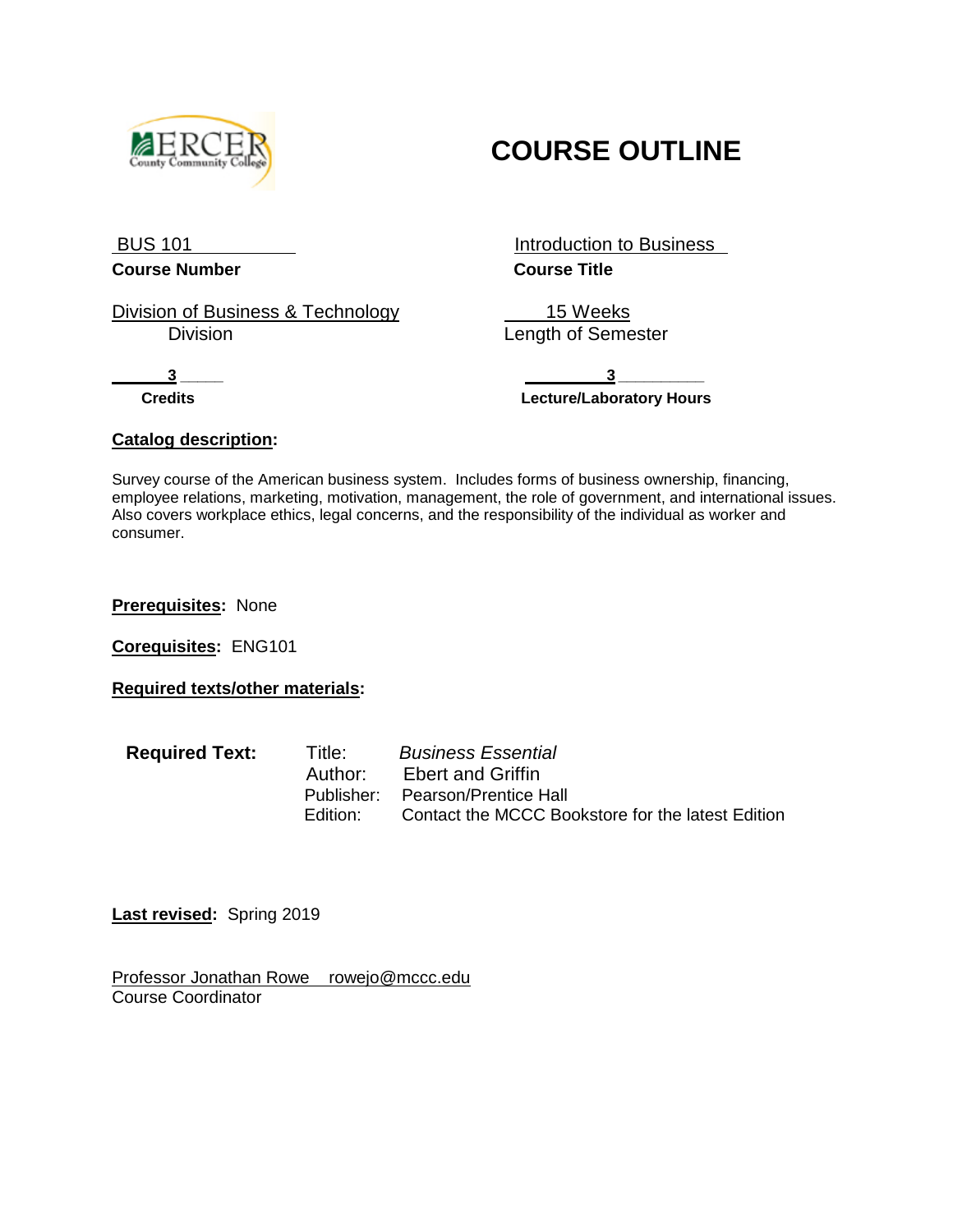# COURSE OUTLINE

BUS 101
**Course Number**

Introduction to Business
**Course Title**

Division of Business & Technology
Division

15 Weeks
Length of Semester

**3**
**Credits**

**3**
**Lecture/Laboratory Hours**

**Catalog description:**

Survey course of the American business system. Includes forms of business ownership, financing, employee relations, marketing, motivation, management, the role of government, and international issues. Also covers workplace ethics, legal concerns, and the responsibility of the individual as worker and consumer.

**Prerequisites:** None

**Corequisites:** ENG101

**Required texts/other materials:**

**Required Text:**

Title: *Business Essential*
Author: Ebert and Griffin
Publisher: Pearson/Prentice Hall
Edition: Contact the MCCC Bookstore for the latest Edition

**Last revised:** Spring 2019

Professor Jonathan Rowe rowejo@mccc.edu
Course Coordinator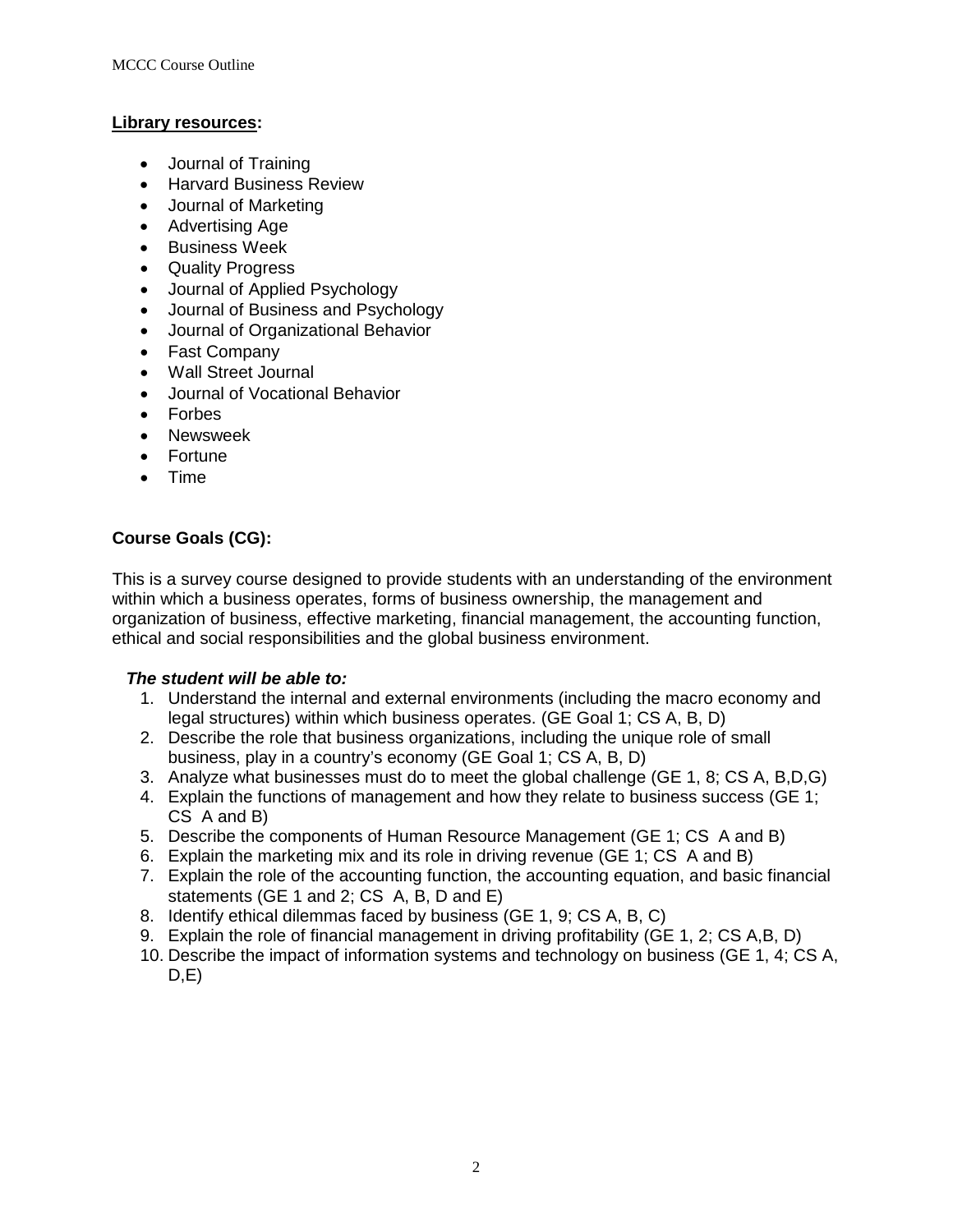**Library resources:**

- Journal of Training
- Harvard Business Review
- Journal of Marketing
- Advertising Age
- Business Week
- Quality Progress
- Journal of Applied Psychology
- Journal of Business and Psychology
- Journal of Organizational Behavior
- Fast Company
- Wall Street Journal
- Journal of Vocational Behavior
- Forbes
- Newsweek
- Fortune
- Time

**Course Goals (CG):**

This is a survey course designed to provide students with an understanding of the environment within which a business operates, forms of business ownership, the management and organization of business, effective marketing, financial management, the accounting function, ethical and social responsibilities and the global business environment.

***The student will be able to:***

1. Understand the internal and external environments (including the macro economy and legal structures) within which business operates. (GE Goal 1; CS A, B, D)
2. Describe the role that business organizations, including the unique role of small business, play in a country's economy (GE Goal 1; CS A, B, D)
3. Analyze what businesses must do to meet the global challenge (GE 1, 8; CS A, B,D,G)
4. Explain the functions of management and how they relate to business success (GE 1; CS A and B)
5. Describe the components of Human Resource Management (GE 1; CS A and B)
6. Explain the marketing mix and its role in driving revenue (GE 1; CS A and B)
7. Explain the role of the accounting function, the accounting equation, and basic financial statements (GE 1 and 2; CS A, B, D and E)
8. Identify ethical dilemmas faced by business (GE 1, 9; CS A, B, C)
9. Explain the role of financial management in driving profitability (GE 1, 2; CS A,B, D)
10. Describe the impact of information systems and technology on business (GE 1, 4; CS A, D,E)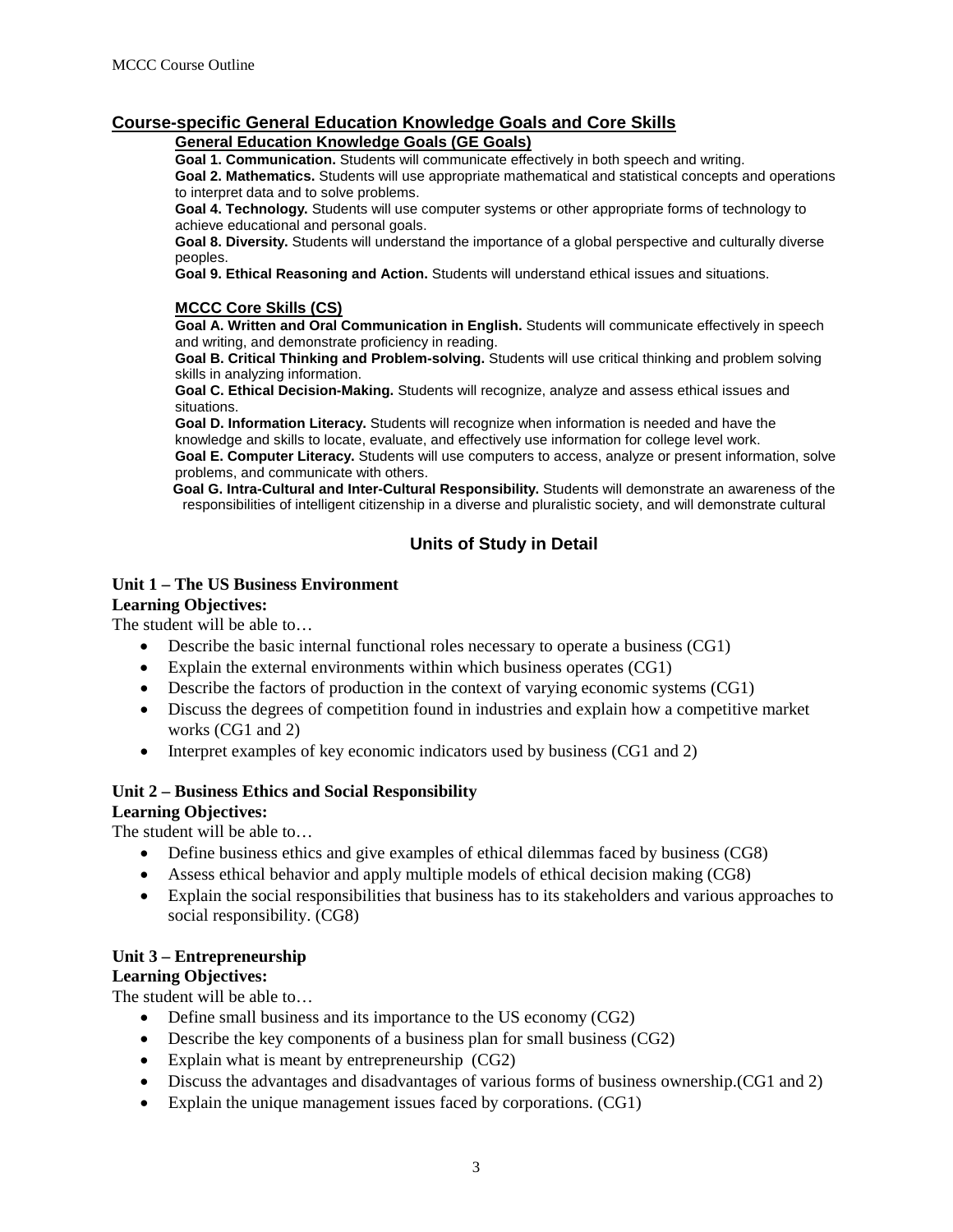## Course-specific General Education Knowledge Goals and Core Skills

### General Education Knowledge Goals (GE Goals)

**Goal 1. Communication.** Students will communicate effectively in both speech and writing.
**Goal 2. Mathematics.** Students will use appropriate mathematical and statistical concepts and operations to interpret data and to solve problems.
**Goal 4. Technology.** Students will use computer systems or other appropriate forms of technology to achieve educational and personal goals.
**Goal 8. Diversity.** Students will understand the importance of a global perspective and culturally diverse peoples.
**Goal 9. Ethical Reasoning and Action.** Students will understand ethical issues and situations.

### MCCC Core Skills (CS)

**Goal A. Written and Oral Communication in English.** Students will communicate effectively in speech and writing, and demonstrate proficiency in reading.
**Goal B. Critical Thinking and Problem-solving.** Students will use critical thinking and problem solving skills in analyzing information.
**Goal C. Ethical Decision-Making.** Students will recognize, analyze and assess ethical issues and situations.
**Goal D. Information Literacy.** Students will recognize when information is needed and have the knowledge and skills to locate, evaluate, and effectively use information for college level work.
**Goal E. Computer Literacy.** Students will use computers to access, analyze or present information, solve problems, and communicate with others.
**Goal G. Intra-Cultural and Inter-Cultural Responsibility.** Students will demonstrate an awareness of the responsibilities of intelligent citizenship in a diverse and pluralistic society, and will demonstrate cultural

## Units of Study in Detail

**Unit 1 – The US Business Environment**
**Learning Objectives:**
The student will be able to…

- Describe the basic internal functional roles necessary to operate a business (CG1)
- Explain the external environments within which business operates (CG1)
- Describe the factors of production in the context of varying economic systems (CG1)
- Discuss the degrees of competition found in industries and explain how a competitive market works (CG1 and 2)
- Interpret examples of key economic indicators used by business (CG1 and 2)

**Unit 2 – Business Ethics and Social Responsibility**
**Learning Objectives:**
The student will be able to…

- Define business ethics and give examples of ethical dilemmas faced by business (CG8)
- Assess ethical behavior and apply multiple models of ethical decision making (CG8)
- Explain the social responsibilities that business has to its stakeholders and various approaches to social responsibility. (CG8)

**Unit 3 – Entrepreneurship**
**Learning Objectives:**
The student will be able to…

- Define small business and its importance to the US economy (CG2)
- Describe the key components of a business plan for small business (CG2)
- Explain what is meant by entrepreneurship (CG2)
- Discuss the advantages and disadvantages of various forms of business ownership.(CG1 and 2)
- Explain the unique management issues faced by corporations. (CG1)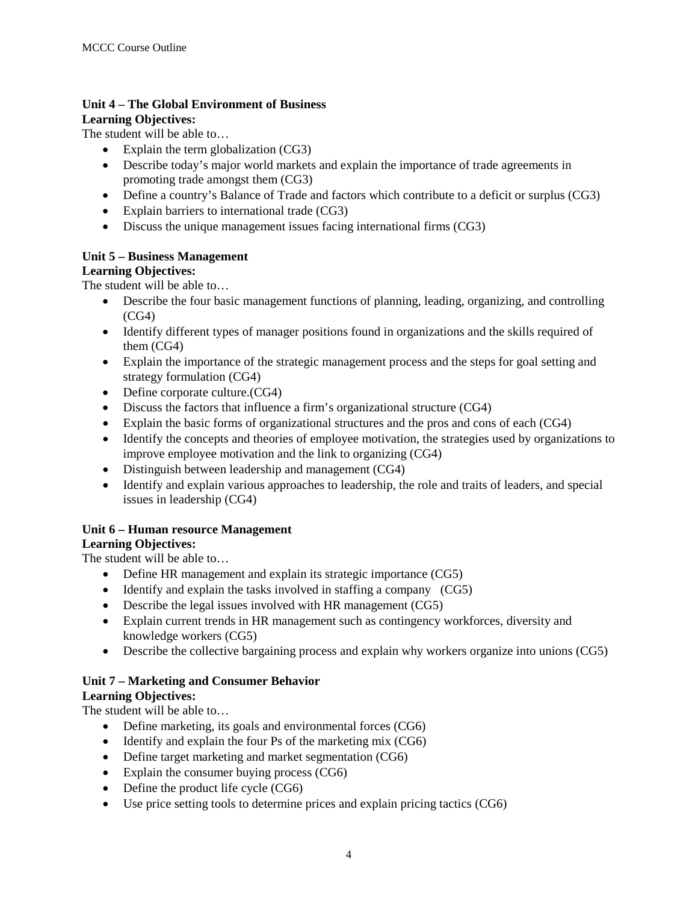**Unit 4 – The Global Environment of Business**
**Learning Objectives:**
The student will be able to…

- Explain the term globalization (CG3)
- Describe today's major world markets and explain the importance of trade agreements in promoting trade amongst them (CG3)
- Define a country's Balance of Trade and factors which contribute to a deficit or surplus (CG3)
- Explain barriers to international trade (CG3)
- Discuss the unique management issues facing international firms (CG3)

**Unit 5 – Business Management**
**Learning Objectives:**
The student will be able to…

- Describe the four basic management functions of planning, leading, organizing, and controlling (CG4)
- Identify different types of manager positions found in organizations and the skills required of them (CG4)
- Explain the importance of the strategic management process and the steps for goal setting and strategy formulation (CG4)
- Define corporate culture.(CG4)
- Discuss the factors that influence a firm's organizational structure (CG4)
- Explain the basic forms of organizational structures and the pros and cons of each (CG4)
- Identify the concepts and theories of employee motivation, the strategies used by organizations to improve employee motivation and the link to organizing (CG4)
- Distinguish between leadership and management (CG4)
- Identify and explain various approaches to leadership, the role and traits of leaders, and special issues in leadership (CG4)

**Unit 6 – Human resource Management**
**Learning Objectives:**
The student will be able to…

- Define HR management and explain its strategic importance (CG5)
- Identify and explain the tasks involved in staffing a company (CG5)
- Describe the legal issues involved with HR management (CG5)
- Explain current trends in HR management such as contingency workforces, diversity and knowledge workers (CG5)
- Describe the collective bargaining process and explain why workers organize into unions (CG5)

**Unit 7 – Marketing and Consumer Behavior**
**Learning Objectives:**
The student will be able to…

- Define marketing, its goals and environmental forces (CG6)
- Identify and explain the four Ps of the marketing mix (CG6)
- Define target marketing and market segmentation (CG6)
- Explain the consumer buying process (CG6)
- Define the product life cycle (CG6)
- Use price setting tools to determine prices and explain pricing tactics (CG6)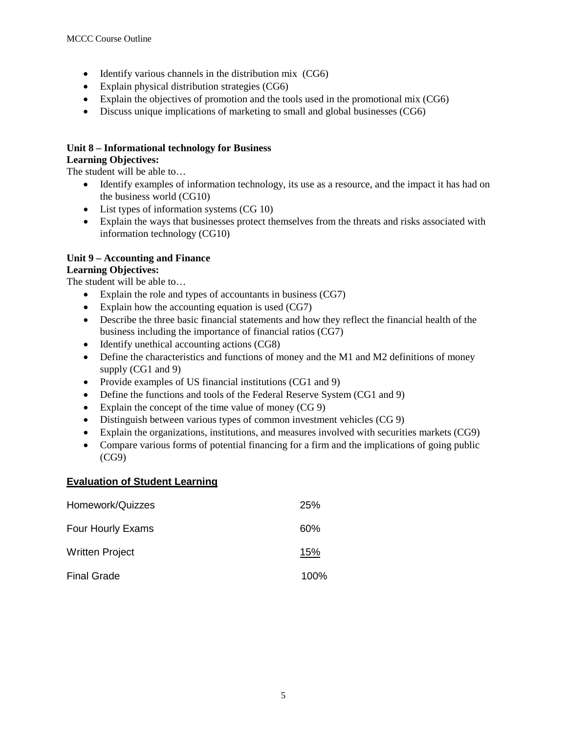- Identify various channels in the distribution mix (CG6)
- Explain physical distribution strategies (CG6)
- Explain the objectives of promotion and the tools used in the promotional mix (CG6)
- Discuss unique implications of marketing to small and global businesses (CG6)

**Unit 8 – Informational technology for Business**
**Learning Objectives:**
The student will be able to…

- Identify examples of information technology, its use as a resource, and the impact it has had on the business world (CG10)
- List types of information systems (CG 10)
- Explain the ways that businesses protect themselves from the threats and risks associated with information technology (CG10)

**Unit 9 – Accounting and Finance**
**Learning Objectives:**
The student will be able to…

- Explain the role and types of accountants in business (CG7)
- Explain how the accounting equation is used (CG7)
- Describe the three basic financial statements and how they reflect the financial health of the business including the importance of financial ratios (CG7)
- Identify unethical accounting actions (CG8)
- Define the characteristics and functions of money and the M1 and M2 definitions of money supply (CG1 and 9)
- Provide examples of US financial institutions (CG1 and 9)
- Define the functions and tools of the Federal Reserve System (CG1 and 9)
- Explain the concept of the time value of money (CG 9)
- Distinguish between various types of common investment vehicles (CG 9)
- Explain the organizations, institutions, and measures involved with securities markets (CG9)
- Compare various forms of potential financing for a firm and the implications of going public (CG9)

## Evaluation of Student Learning

| | |
|---|---|
| Homework/Quizzes | 25% |
| Four Hourly Exams | 60% |
| Written Project | 15% |
| Final Grade | 100% |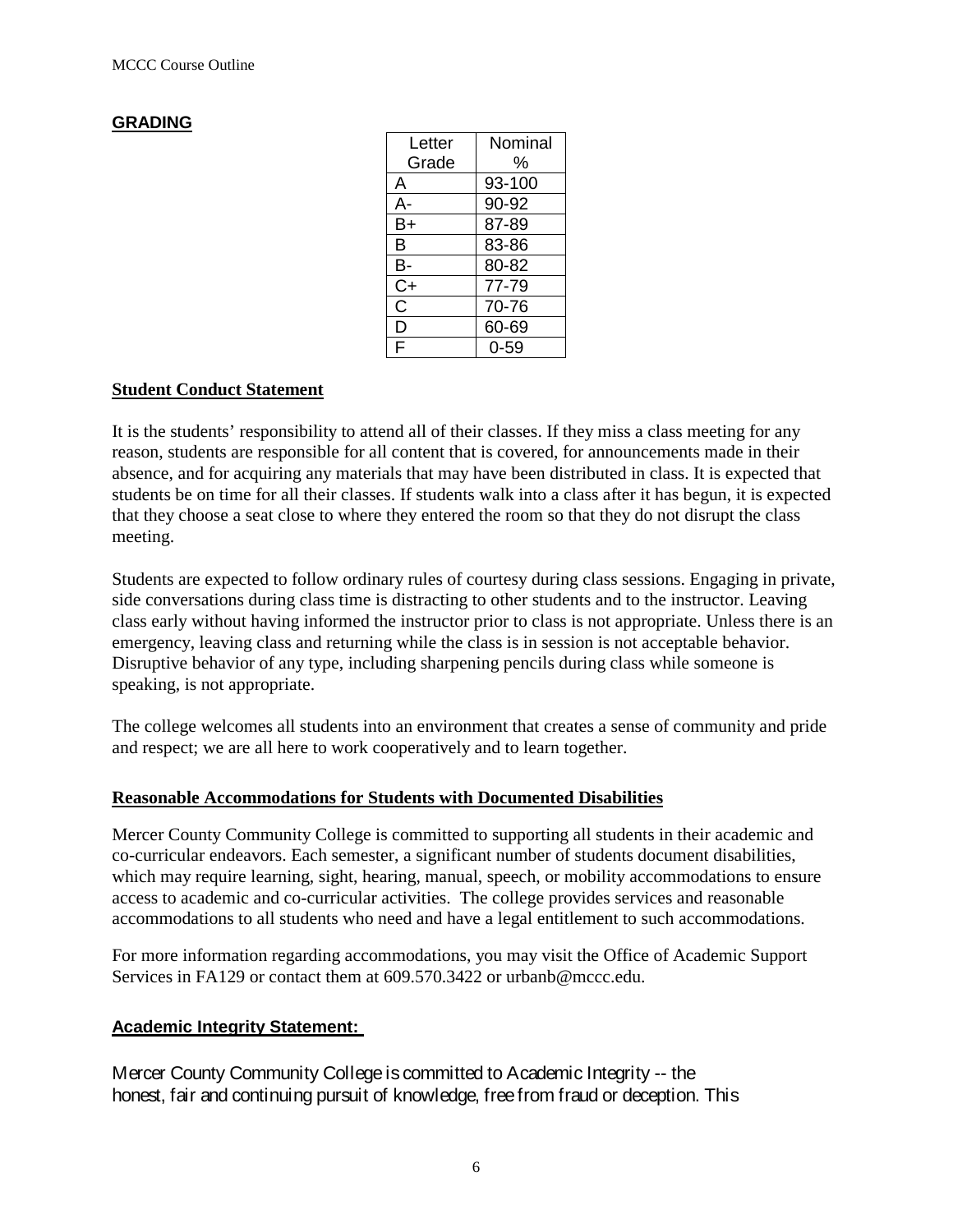## GRADING

| Letter Grade | Nominal % |
|---|---|
| A | 93-100 |
| A- | 90-92 |
| B+ | 87-89 |
| B | 83-86 |
| B- | 80-82 |
| C+ | 77-79 |
| C | 70-76 |
| D | 60-69 |
| F | 0-59 |

## Student Conduct Statement

It is the students' responsibility to attend all of their classes. If they miss a class meeting for any reason, students are responsible for all content that is covered, for announcements made in their absence, and for acquiring any materials that may have been distributed in class. It is expected that students be on time for all their classes. If students walk into a class after it has begun, it is expected that they choose a seat close to where they entered the room so that they do not disrupt the class meeting.

Students are expected to follow ordinary rules of courtesy during class sessions. Engaging in private, side conversations during class time is distracting to other students and to the instructor. Leaving class early without having informed the instructor prior to class is not appropriate. Unless there is an emergency, leaving class and returning while the class is in session is not acceptable behavior. Disruptive behavior of any type, including sharpening pencils during class while someone is speaking, is not appropriate.

The college welcomes all students into an environment that creates a sense of community and pride and respect; we are all here to work cooperatively and to learn together.

## Reasonable Accommodations for Students with Documented Disabilities

Mercer County Community College is committed to supporting all students in their academic and co-curricular endeavors. Each semester, a significant number of students document disabilities, which may require learning, sight, hearing, manual, speech, or mobility accommodations to ensure access to academic and co-curricular activities. The college provides services and reasonable accommodations to all students who need and have a legal entitlement to such accommodations.

For more information regarding accommodations, you may visit the Office of Academic Support Services in FA129 or contact them at 609.570.3422 or urbanb@mccc.edu.

## Academic Integrity Statement:

Mercer County Community College is committed to Academic Integrity -- the honest, fair and continuing pursuit of knowledge, free from fraud or deception. This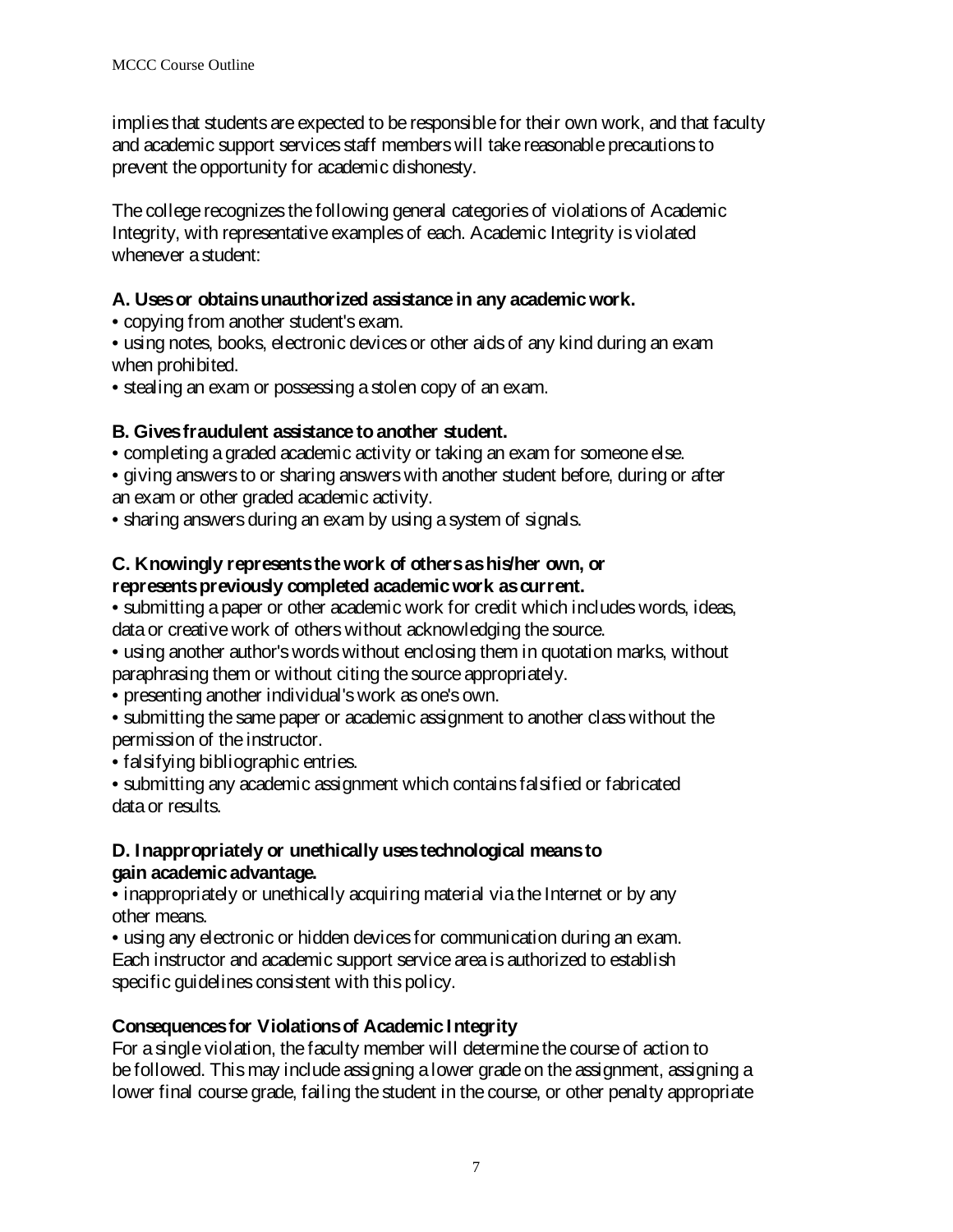implies that students are expected to be responsible for their own work, and that faculty and academic support services staff members will take reasonable precautions to prevent the opportunity for academic dishonesty.

The college recognizes the following general categories of violations of Academic Integrity, with representative examples of each. Academic Integrity is violated whenever a student:

**A. Uses or obtains unauthorized assistance in any academic work.**

- copying from another student's exam.
- using notes, books, electronic devices or other aids of any kind during an exam when prohibited.
- stealing an exam or possessing a stolen copy of an exam.

**B. Gives fraudulent assistance to another student.**

- completing a graded academic activity or taking an exam for someone else.
- giving answers to or sharing answers with another student before, during or after an exam or other graded academic activity.
- sharing answers during an exam by using a system of signals.

**C. Knowingly represents the work of others as his/her own, or represents previously completed academic work as current.**

- submitting a paper or other academic work for credit which includes words, ideas, data or creative work of others without acknowledging the source.
- using another author's words without enclosing them in quotation marks, without paraphrasing them or without citing the source appropriately.
- presenting another individual's work as one's own.
- submitting the same paper or academic assignment to another class without the permission of the instructor.
- falsifying bibliographic entries.
- submitting any academic assignment which contains falsified or fabricated data or results.

**D. Inappropriately or unethically uses technological means to gain academic advantage.**

- inappropriately or unethically acquiring material via the Internet or by any other means.
- using any electronic or hidden devices for communication during an exam.

Each instructor and academic support service area is authorized to establish specific guidelines consistent with this policy.

**Consequences for Violations of Academic Integrity**

For a single violation, the faculty member will determine the course of action to be followed. This may include assigning a lower grade on the assignment, assigning a lower final course grade, failing the student in the course, or other penalty appropriate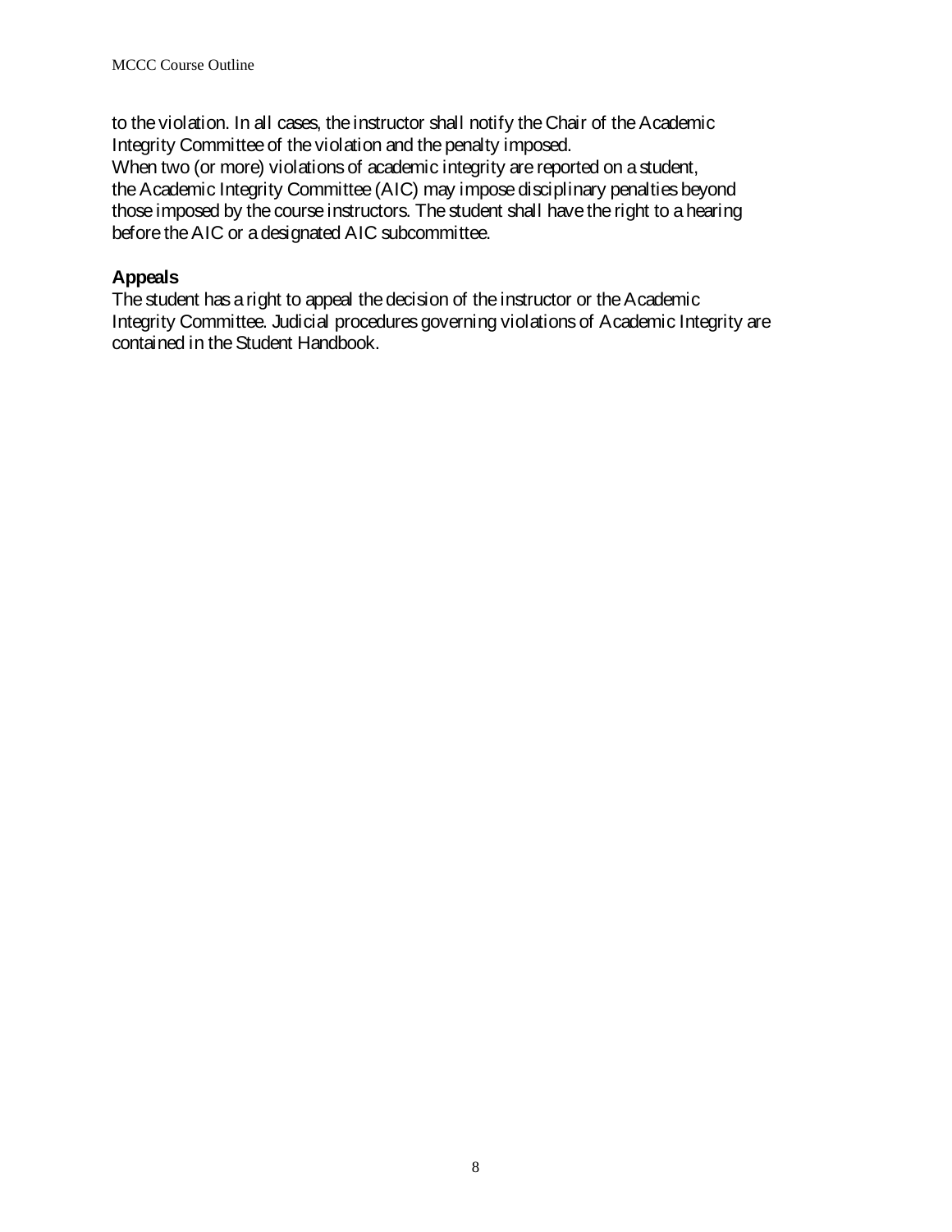to the violation. In all cases, the instructor shall notify the Chair of the Academic Integrity Committee of the violation and the penalty imposed.
When two (or more) violations of academic integrity are reported on a student, the Academic Integrity Committee (AIC) may impose disciplinary penalties beyond those imposed by the course instructors. The student shall have the right to a hearing before the AIC or a designated AIC subcommittee.

**Appeals**
The student has a right to appeal the decision of the instructor or the Academic Integrity Committee. Judicial procedures governing violations of Academic Integrity are contained in the Student Handbook.